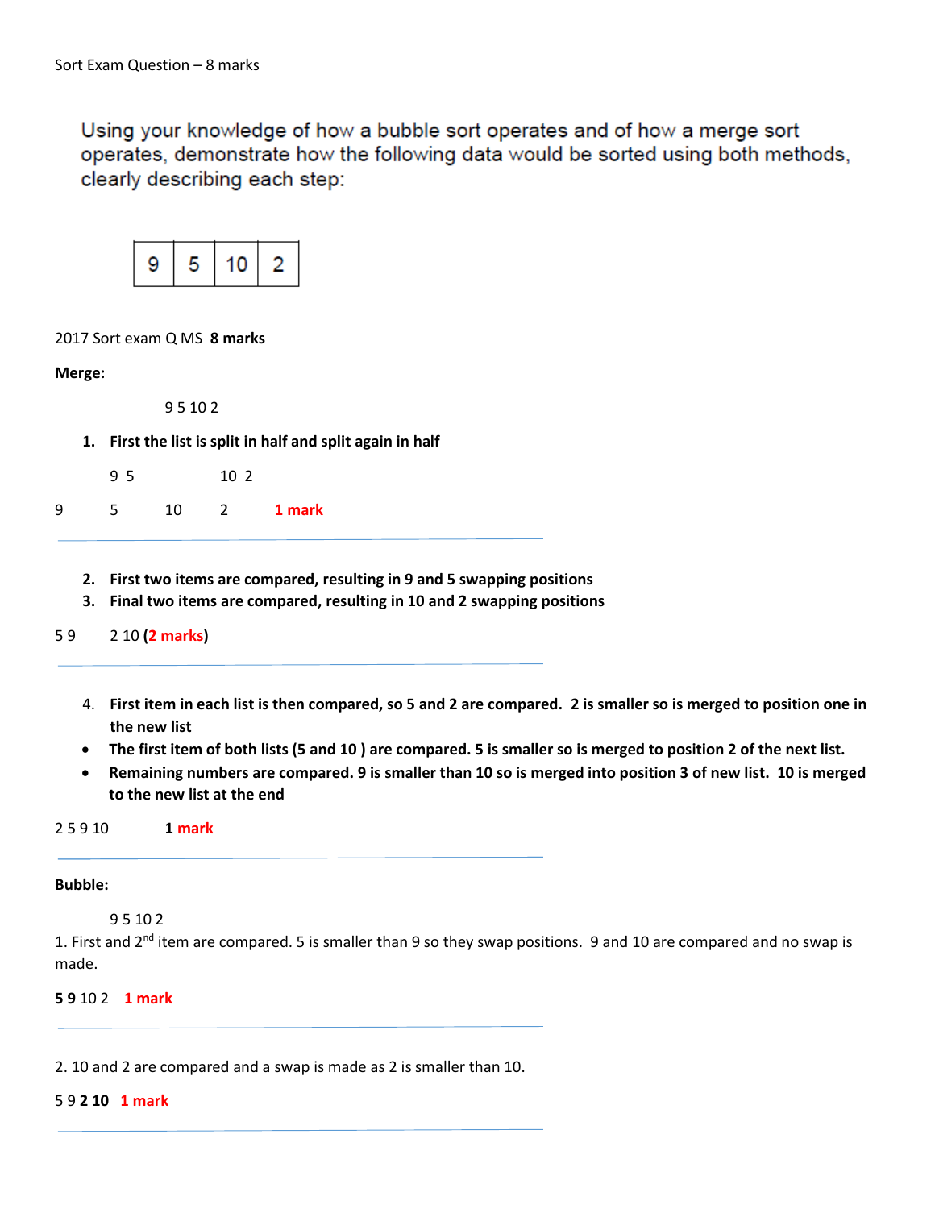Sort Exam Question – 8 marks

Using your knowledge of how a bubble sort operates and of how a merge sort operates, demonstrate how the following data would be sorted using both methods, clearly describing each step:

| 9 | 5 | 10 | 2 |
|---|---|---|---|

2017 Sort exam Q MS **8 marks**

**Merge:**

9 5 10 2

1. **First the list is split in half and split again in half**

9 5     10 2

9     5     10     2     **1 mark**

---

2. **First two items are compared, resulting in 9 and 5 swapping positions**
3. **Final two items are compared, resulting in 10 and 2 swapping positions**

5 9     2 10 (**2 marks**)

---

4. **First item in each list is then compared, so 5 and 2 are compared. 2 is smaller so is merged to position one in the new list**

- **The first item of both lists (5 and 10 ) are compared. 5 is smaller so is merged to position 2 of the next list.**
- **Remaining numbers are compared. 9 is smaller than 10 so is merged into position 3 of new list. 10 is merged to the new list at the end**

2 5 9 10     **1 mark**

---

**Bubble:**

9 5 10 2

1. First and 2nd item are compared. 5 is smaller than 9 so they swap positions. 9 and 10 are compared and no swap is made.

**5 9** 10 2 **1 mark**

---

2. 10 and 2 are compared and a swap is made as 2 is smaller than 10.

5 9 **2 10** **1 mark**

---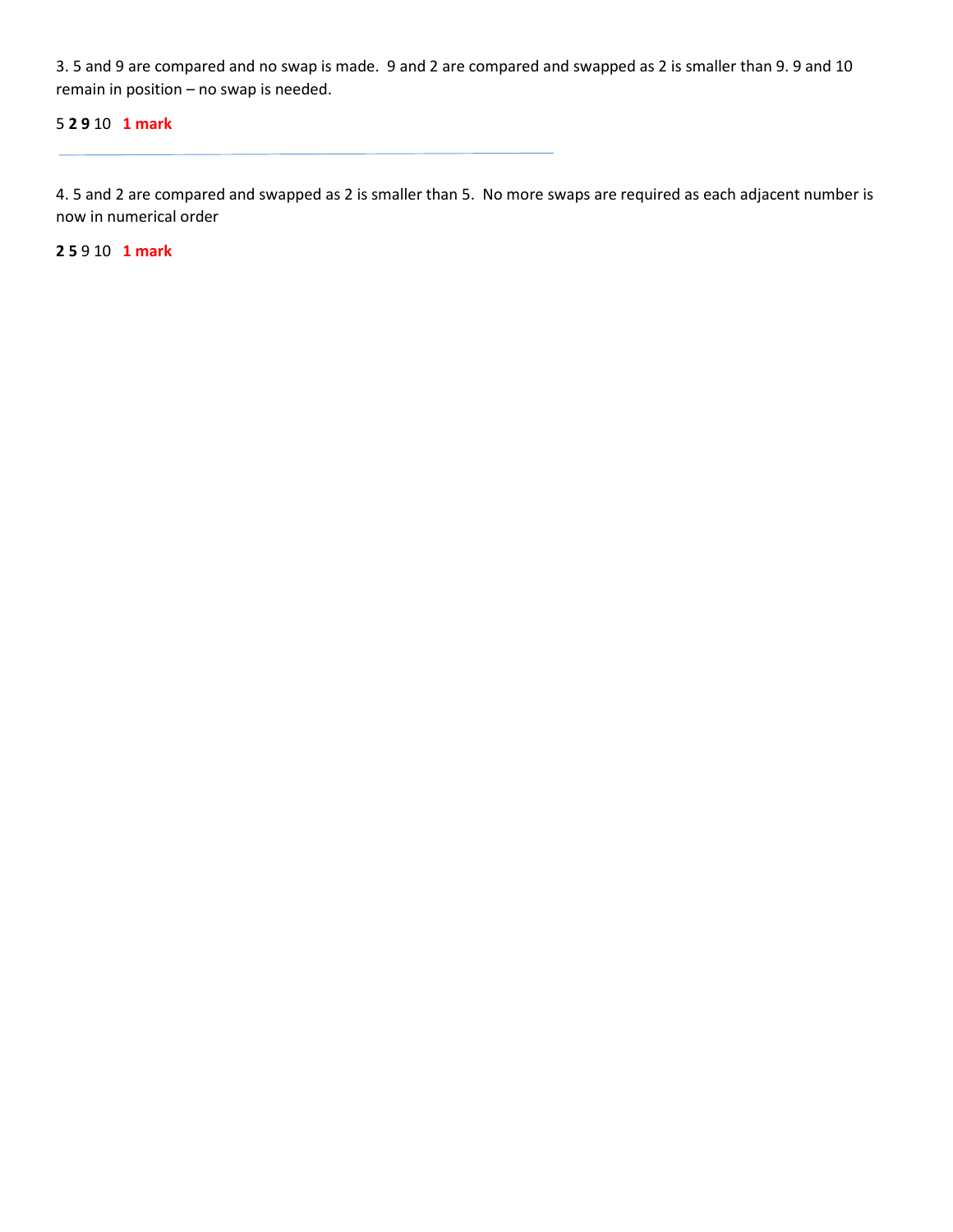3. 5 and 9 are compared and no swap is made.  9 and 2 are compared and swapped as 2 is smaller than 9. 9 and 10 remain in position – no swap is needed.

5 **2 9** 10   **1 mark**

---

4. 5 and 2 are compared and swapped as 2 is smaller than 5.  No more swaps are required as each adjacent number is now in numerical order

**2 5** 9 10   **1 mark**